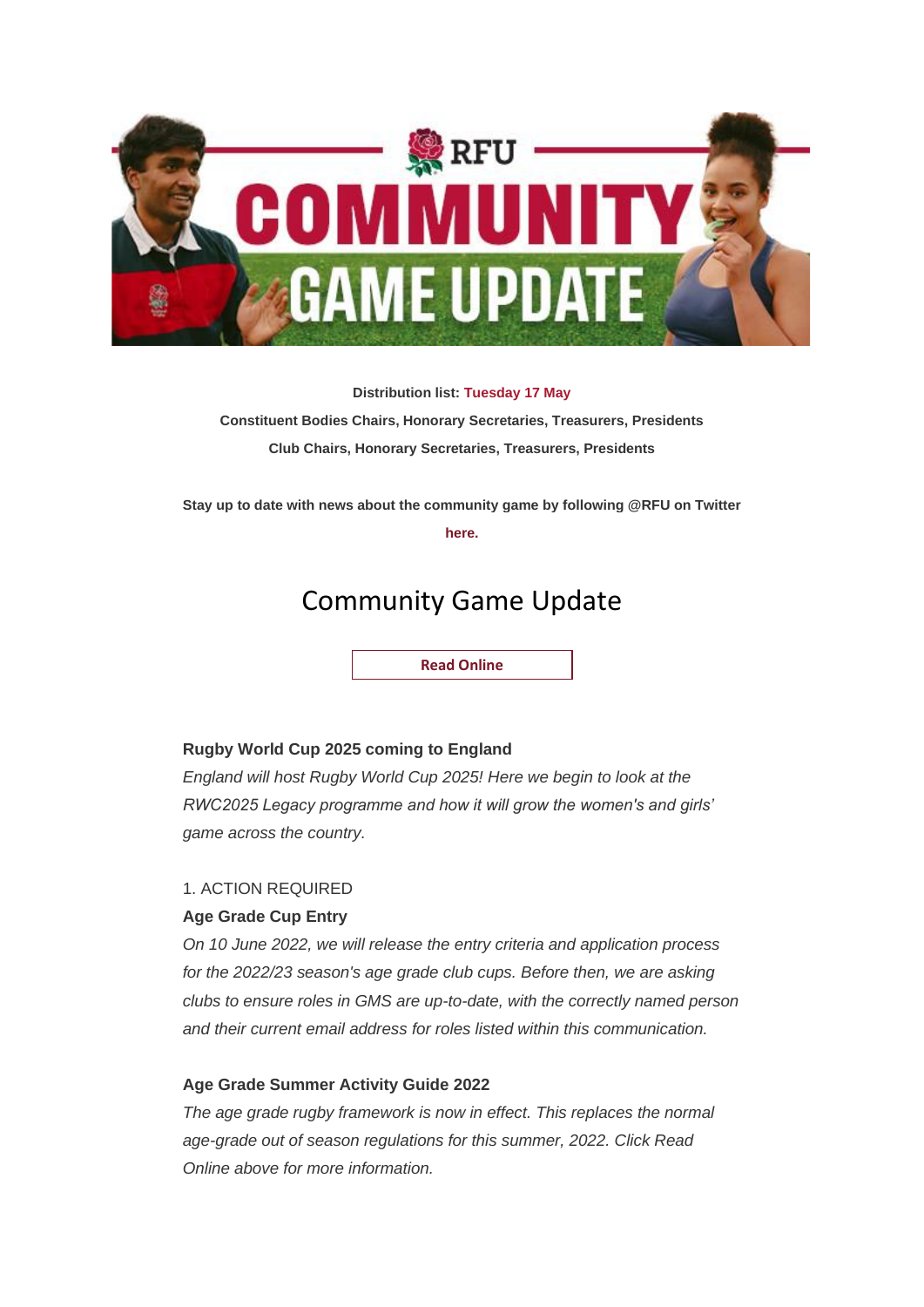**Distribution list: Tuesday 17 May**

**Constituent Bodies Chairs, Honorary Secretaries, Treasurers, Presidents**

**Club Chairs, Honorary Secretaries, Treasurers, Presidents**

**Stay up to date with news about the community game by following @RFU on Twitter here.**

# Community Game Update

**Read Online**

**Rugby World Cup 2025 coming to England**

*England will host Rugby World Cup 2025! Here we begin to look at the RWC2025 Legacy programme and how it will grow the women's and girls' game across the country.*

1. ACTION REQUIRED

**Age Grade Cup Entry**

*On 10 June 2022, we will release the entry criteria and application process for the 2022/23 season's age grade club cups. Before then, we are asking clubs to ensure roles in GMS are up-to-date, with the correctly named person and their current email address for roles listed within this communication.*

**Age Grade Summer Activity Guide 2022**

*The age grade rugby framework is now in effect. This replaces the normal age-grade out of season regulations for this summer, 2022. Click Read Online above for more information.*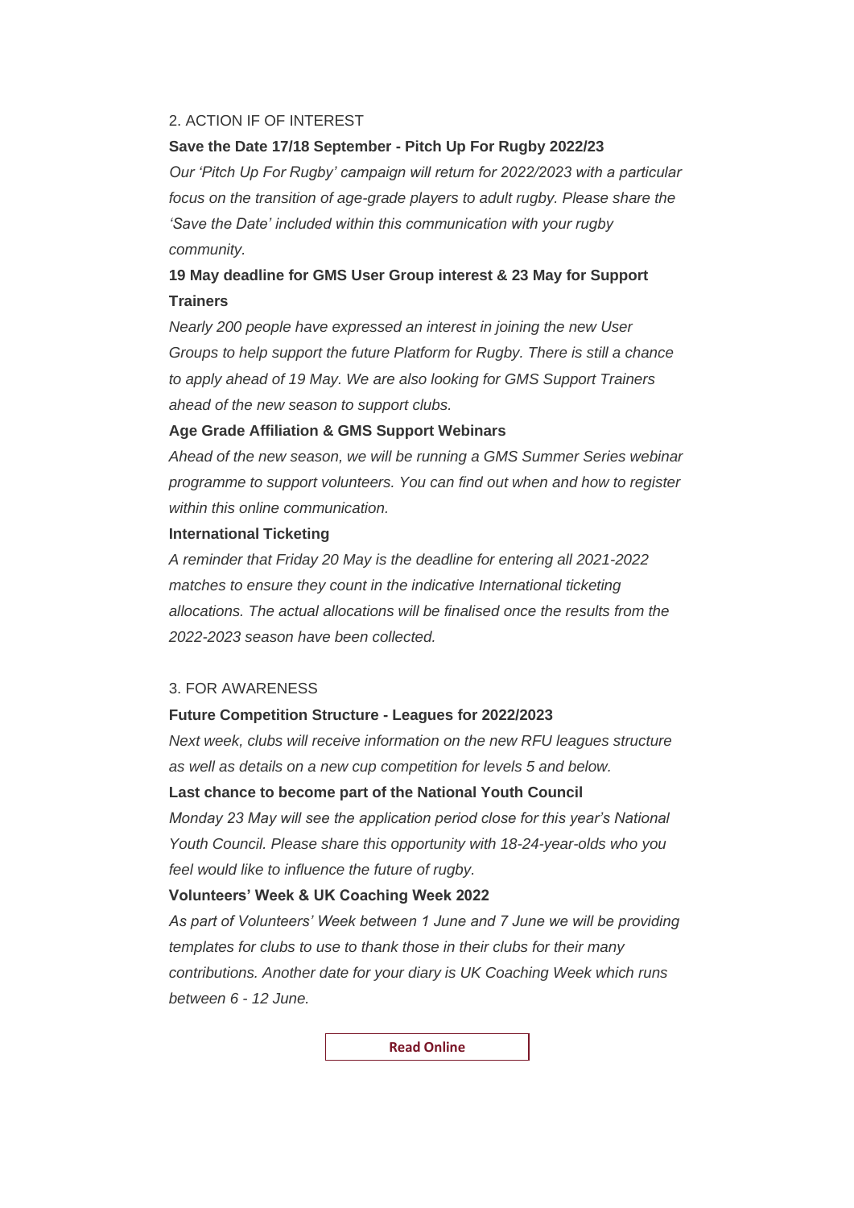## 2. ACTION IF OF INTEREST

**Save the Date 17/18 September - Pitch Up For Rugby 2022/23**

*Our 'Pitch Up For Rugby' campaign will return for 2022/2023 with a particular focus on the transition of age-grade players to adult rugby. Please share the 'Save the Date' included within this communication with your rugby community.*

**19 May deadline for GMS User Group interest & 23 May for Support Trainers**

*Nearly 200 people have expressed an interest in joining the new User Groups to help support the future Platform for Rugby. There is still a chance to apply ahead of 19 May. We are also looking for GMS Support Trainers ahead of the new season to support clubs.*

**Age Grade Affiliation & GMS Support Webinars**

*Ahead of the new season, we will be running a GMS Summer Series webinar programme to support volunteers. You can find out when and how to register within this online communication.*

**International Ticketing**

*A reminder that Friday 20 May is the deadline for entering all 2021-2022 matches to ensure they count in the indicative International ticketing allocations. The actual allocations will be finalised once the results from the 2022-2023 season have been collected.*

## 3. FOR AWARENESS

**Future Competition Structure - Leagues for 2022/2023**

*Next week, clubs will receive information on the new RFU leagues structure as well as details on a new cup competition for levels 5 and below.*

**Last chance to become part of the National Youth Council**

*Monday 23 May will see the application period close for this year's National Youth Council. Please share this opportunity with 18-24-year-olds who you feel would like to influence the future of rugby.*

**Volunteers' Week & UK Coaching Week 2022**

*As part of Volunteers' Week between 1 June and 7 June we will be providing templates for clubs to use to thank those in their clubs for their many contributions. Another date for your diary is UK Coaching Week which runs between 6 - 12 June.*

**Read Online**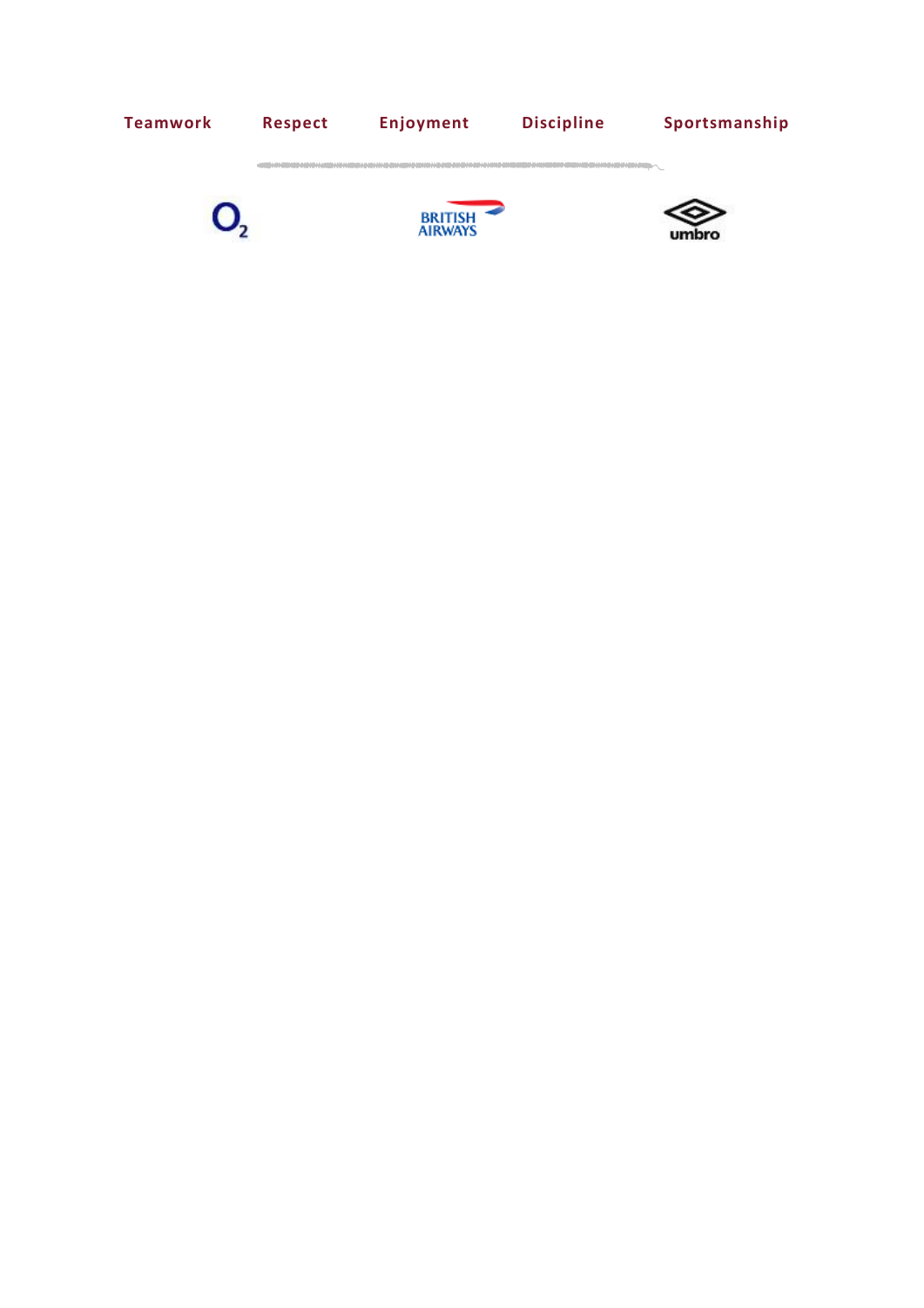**Teamwork** **Respect** **Enjoyment** **Discipline** **Sportsmanship**